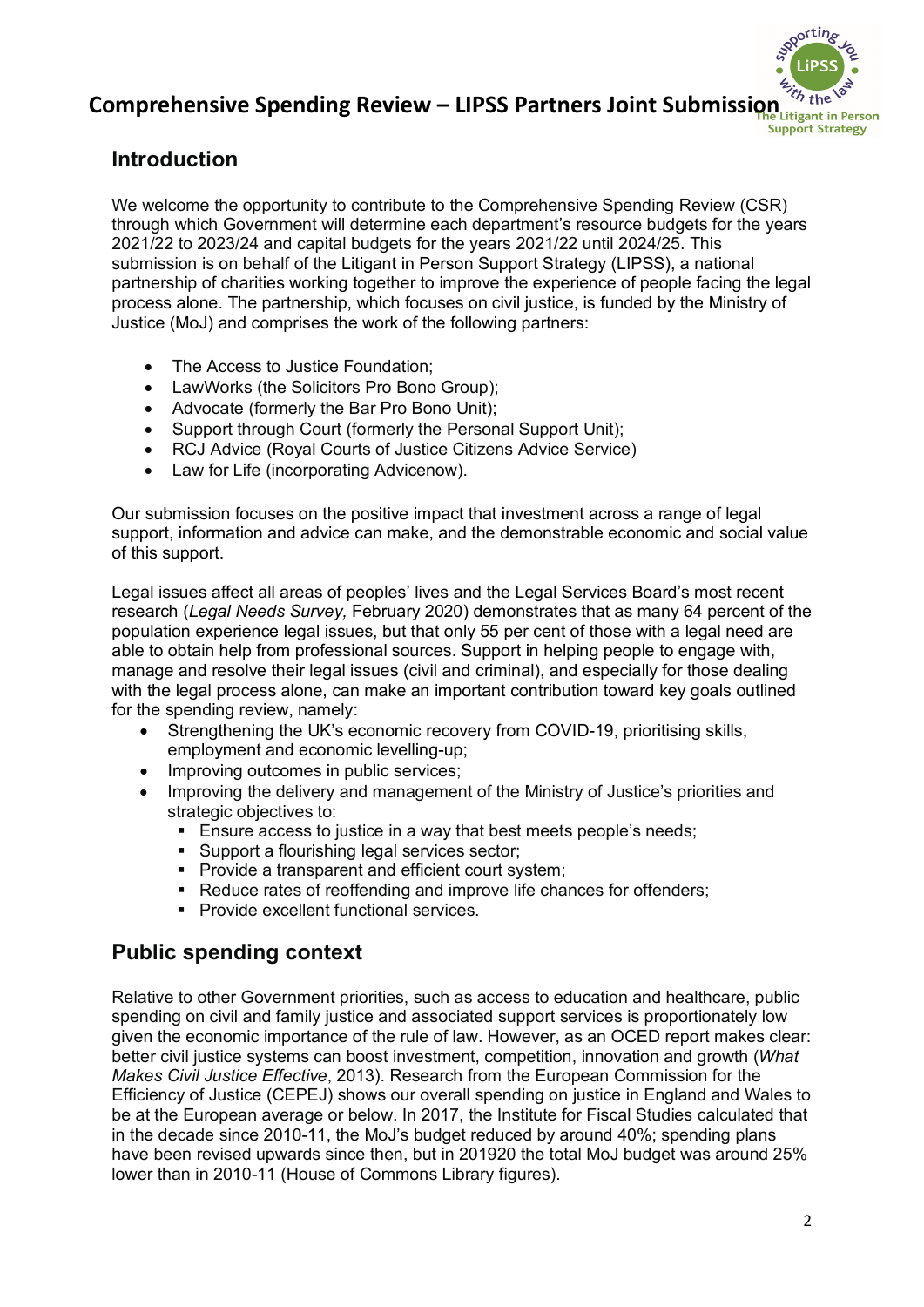# Comprehensive Spending Review – LIPSS Partners Joint Submission

## Introduction

We welcome the opportunity to contribute to the Comprehensive Spending Review (CSR) through which Government will determine each department's resource budgets for the years 2021/22 to 2023/24 and capital budgets for the years 2021/22 until 2024/25. This submission is on behalf of the Litigant in Person Support Strategy (LIPSS), a national partnership of charities working together to improve the experience of people facing the legal process alone. The partnership, which focuses on civil justice, is funded by the Ministry of Justice (MoJ) and comprises the work of the following partners:

- The Access to Justice Foundation;
- LawWorks (the Solicitors Pro Bono Group);
- Advocate (formerly the Bar Pro Bono Unit);
- Support through Court (formerly the Personal Support Unit);
- RCJ Advice (Royal Courts of Justice Citizens Advice Service)
- Law for Life (incorporating Advicenow).

Our submission focuses on the positive impact that investment across a range of legal support, information and advice can make, and the demonstrable economic and social value of this support.

Legal issues affect all areas of peoples' lives and the Legal Services Board's most recent research (*Legal Needs Survey,* February 2020) demonstrates that as many 64 percent of the population experience legal issues, but that only 55 per cent of those with a legal need are able to obtain help from professional sources. Support in helping people to engage with, manage and resolve their legal issues (civil and criminal), and especially for those dealing with the legal process alone, can make an important contribution toward key goals outlined for the spending review, namely:

- Strengthening the UK's economic recovery from COVID-19, prioritising skills, employment and economic levelling-up;
- Improving outcomes in public services;
- Improving the delivery and management of the Ministry of Justice's priorities and strategic objectives to:
  - Ensure access to justice in a way that best meets people's needs;
  - Support a flourishing legal services sector;
  - Provide a transparent and efficient court system;
  - Reduce rates of reoffending and improve life chances for offenders;
  - Provide excellent functional services.

## Public spending context

Relative to other Government priorities, such as access to education and healthcare, public spending on civil and family justice and associated support services is proportionately low given the economic importance of the rule of law. However, as an OCED report makes clear: better civil justice systems can boost investment, competition, innovation and growth (*What Makes Civil Justice Effective*, 2013). Research from the European Commission for the Efficiency of Justice (CEPEJ) shows our overall spending on justice in England and Wales to be at the European average or below. In 2017, the Institute for Fiscal Studies calculated that in the decade since 2010-11, the MoJ's budget reduced by around 40%; spending plans have been revised upwards since then, but in 201920 the total MoJ budget was around 25% lower than in 2010-11 (House of Commons Library figures).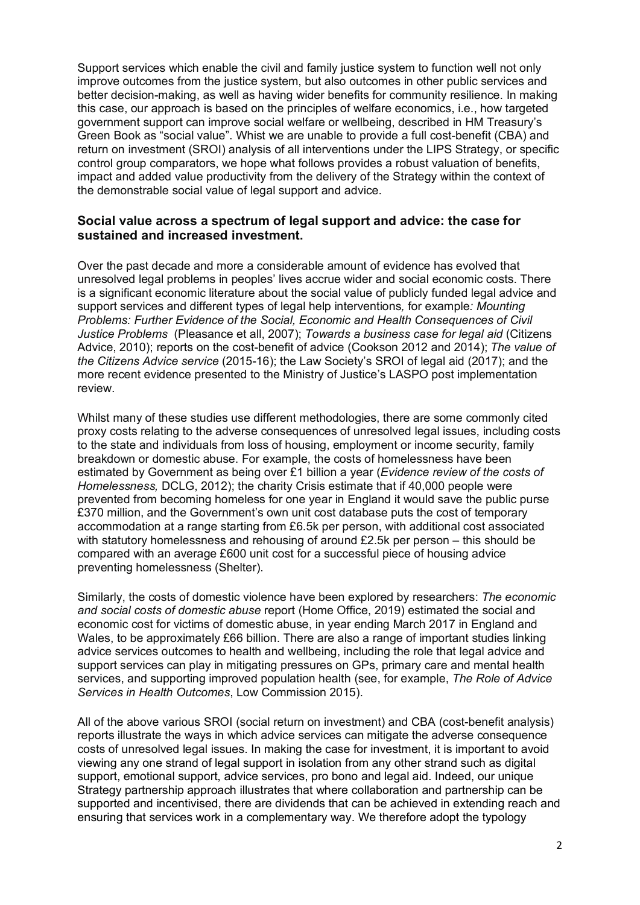Support services which enable the civil and family justice system to function well not only improve outcomes from the justice system, but also outcomes in other public services and better decision-making, as well as having wider benefits for community resilience. In making this case, our approach is based on the principles of welfare economics, i.e., how targeted government support can improve social welfare or wellbeing, described in HM Treasury's Green Book as "social value". Whist we are unable to provide a full cost-benefit (CBA) and return on investment (SROI) analysis of all interventions under the LIPS Strategy, or specific control group comparators, we hope what follows provides a robust valuation of benefits, impact and added value productivity from the delivery of the Strategy within the context of the demonstrable social value of legal support and advice.

### Social value across a spectrum of legal support and advice: the case for sustained and increased investment.

Over the past decade and more a considerable amount of evidence has evolved that unresolved legal problems in peoples' lives accrue wider and social economic costs. There is a significant economic literature about the social value of publicly funded legal advice and support services and different types of legal help interventions, for example*: Mounting Problems: Further Evidence of the Social, Economic and Health Consequences of Civil Justice Problems* (Pleasance et all, 2007); *Towards a business case for legal aid* (Citizens Advice, 2010); reports on the cost-benefit of advice (Cookson 2012 and 2014); *The value of the Citizens Advice service* (2015-16); the Law Society's SROI of legal aid (2017); and the more recent evidence presented to the Ministry of Justice's LASPO post implementation review.

Whilst many of these studies use different methodologies, there are some commonly cited proxy costs relating to the adverse consequences of unresolved legal issues, including costs to the state and individuals from loss of housing, employment or income security, family breakdown or domestic abuse. For example, the costs of homelessness have been estimated by Government as being over £1 billion a year (*Evidence review of the costs of Homelessness,* DCLG, 2012); the charity Crisis estimate that if 40,000 people were prevented from becoming homeless for one year in England it would save the public purse £370 million, and the Government's own unit cost database puts the cost of temporary accommodation at a range starting from £6.5k per person, with additional cost associated with statutory homelessness and rehousing of around £2.5k per person – this should be compared with an average £600 unit cost for a successful piece of housing advice preventing homelessness (Shelter).

Similarly, the costs of domestic violence have been explored by researchers: *The economic and social costs of domestic abuse* report (Home Office, 2019) estimated the social and economic cost for victims of domestic abuse, in year ending March 2017 in England and Wales, to be approximately £66 billion. There are also a range of important studies linking advice services outcomes to health and wellbeing, including the role that legal advice and support services can play in mitigating pressures on GPs, primary care and mental health services, and supporting improved population health (see, for example, *The Role of Advice Services in Health Outcomes*, Low Commission 2015).

All of the above various SROI (social return on investment) and CBA (cost-benefit analysis) reports illustrate the ways in which advice services can mitigate the adverse consequence costs of unresolved legal issues. In making the case for investment, it is important to avoid viewing any one strand of legal support in isolation from any other strand such as digital support, emotional support, advice services, pro bono and legal aid. Indeed, our unique Strategy partnership approach illustrates that where collaboration and partnership can be supported and incentivised, there are dividends that can be achieved in extending reach and ensuring that services work in a complementary way. We therefore adopt the typology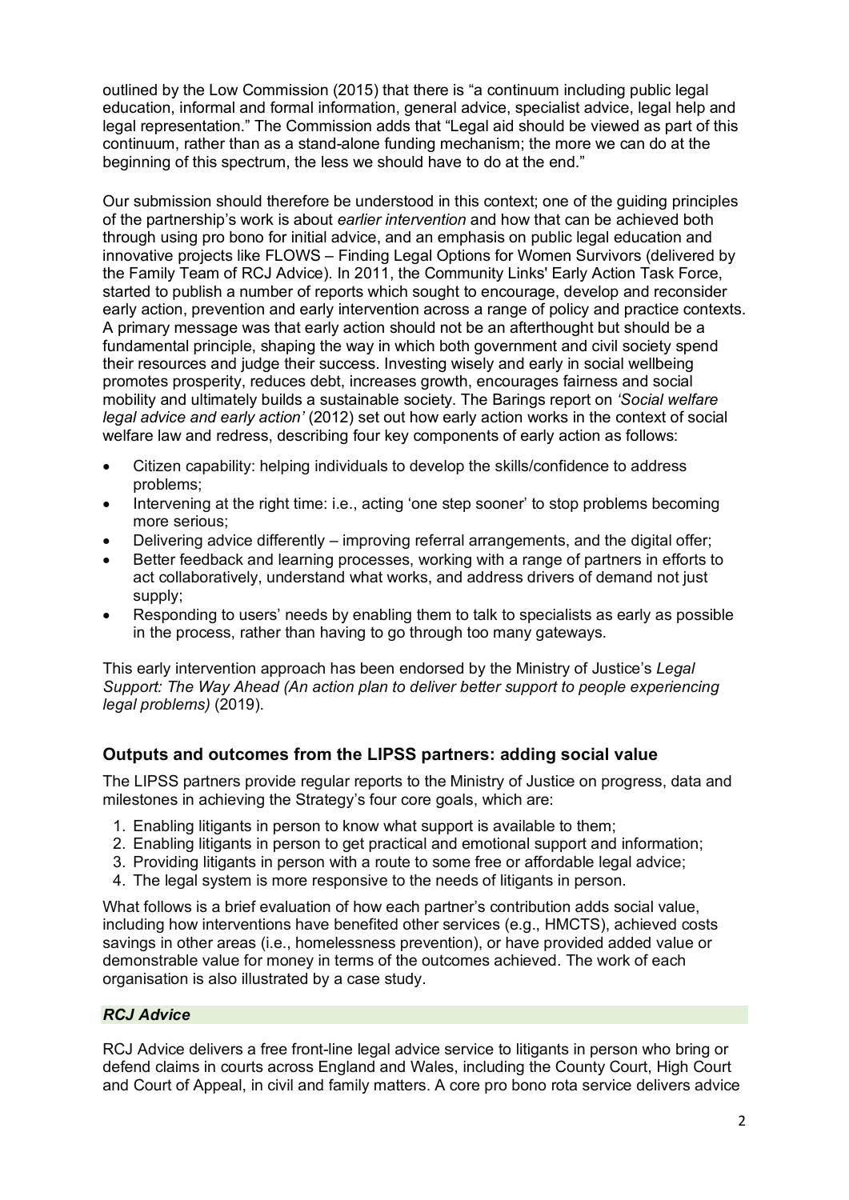outlined by the Low Commission (2015) that there is "a continuum including public legal education, informal and formal information, general advice, specialist advice, legal help and legal representation." The Commission adds that "Legal aid should be viewed as part of this continuum, rather than as a stand-alone funding mechanism; the more we can do at the beginning of this spectrum, the less we should have to do at the end."

Our submission should therefore be understood in this context; one of the guiding principles of the partnership's work is about *earlier intervention* and how that can be achieved both through using pro bono for initial advice, and an emphasis on public legal education and innovative projects like FLOWS – Finding Legal Options for Women Survivors (delivered by the Family Team of RCJ Advice). In 2011, the Community Links' Early Action Task Force, started to publish a number of reports which sought to encourage, develop and reconsider early action, prevention and early intervention across a range of policy and practice contexts. A primary message was that early action should not be an afterthought but should be a fundamental principle, shaping the way in which both government and civil society spend their resources and judge their success. Investing wisely and early in social wellbeing promotes prosperity, reduces debt, increases growth, encourages fairness and social mobility and ultimately builds a sustainable society. The Barings report on *'Social welfare legal advice and early action'* (2012) set out how early action works in the context of social welfare law and redress, describing four key components of early action as follows:

- Citizen capability: helping individuals to develop the skills/confidence to address problems;
- Intervening at the right time: i.e., acting 'one step sooner' to stop problems becoming more serious;
- Delivering advice differently – improving referral arrangements, and the digital offer;
- Better feedback and learning processes, working with a range of partners in efforts to act collaboratively, understand what works, and address drivers of demand not just supply;
- Responding to users' needs by enabling them to talk to specialists as early as possible in the process, rather than having to go through too many gateways.

This early intervention approach has been endorsed by the Ministry of Justice's *Legal Support: The Way Ahead (An action plan to deliver better support to people experiencing legal problems)* (2019).

## Outputs and outcomes from the LIPSS partners: adding social value

The LIPSS partners provide regular reports to the Ministry of Justice on progress, data and milestones in achieving the Strategy's four core goals, which are:

1. Enabling litigants in person to know what support is available to them;
2. Enabling litigants in person to get practical and emotional support and information;
3. Providing litigants in person with a route to some free or affordable legal advice;
4. The legal system is more responsive to the needs of litigants in person.

What follows is a brief evaluation of how each partner's contribution adds social value, including how interventions have benefited other services (e.g., HMCTS), achieved costs savings in other areas (i.e., homelessness prevention), or have provided added value or demonstrable value for money in terms of the outcomes achieved. The work of each organisation is also illustrated by a case study.

### *RCJ Advice*

RCJ Advice delivers a free front-line legal advice service to litigants in person who bring or defend claims in courts across England and Wales, including the County Court, High Court and Court of Appeal, in civil and family matters. A core pro bono rota service delivers advice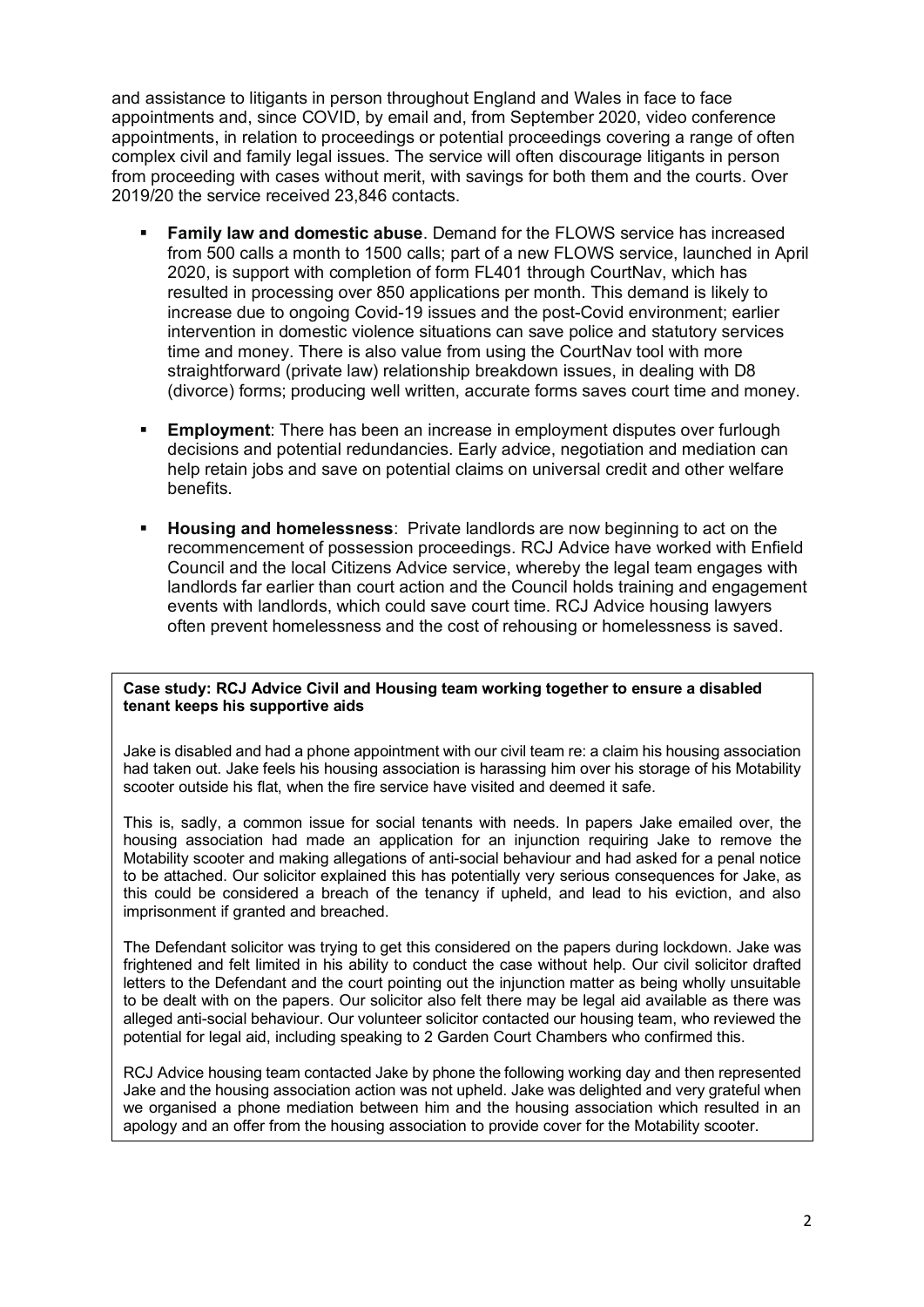and assistance to litigants in person throughout England and Wales in face to face appointments and, since COVID, by email and, from September 2020, video conference appointments, in relation to proceedings or potential proceedings covering a range of often complex civil and family legal issues. The service will often discourage litigants in person from proceeding with cases without merit, with savings for both them and the courts. Over 2019/20 the service received 23,846 contacts.

- **Family law and domestic abuse**. Demand for the FLOWS service has increased from 500 calls a month to 1500 calls; part of a new FLOWS service, launched in April 2020, is support with completion of form FL401 through CourtNav, which has resulted in processing over 850 applications per month. This demand is likely to increase due to ongoing Covid-19 issues and the post-Covid environment; earlier intervention in domestic violence situations can save police and statutory services time and money. There is also value from using the CourtNav tool with more straightforward (private law) relationship breakdown issues, in dealing with D8 (divorce) forms; producing well written, accurate forms saves court time and money.

- **Employment**: There has been an increase in employment disputes over furlough decisions and potential redundancies. Early advice, negotiation and mediation can help retain jobs and save on potential claims on universal credit and other welfare benefits.

- **Housing and homelessness**: Private landlords are now beginning to act on the recommencement of possession proceedings. RCJ Advice have worked with Enfield Council and the local Citizens Advice service, whereby the legal team engages with landlords far earlier than court action and the Council holds training and engagement events with landlords, which could save court time. RCJ Advice housing lawyers often prevent homelessness and the cost of rehousing or homelessness is saved.

**Case study: RCJ Advice Civil and Housing team working together to ensure a disabled tenant keeps his supportive aids**

Jake is disabled and had a phone appointment with our civil team re: a claim his housing association had taken out. Jake feels his housing association is harassing him over his storage of his Motability scooter outside his flat, when the fire service have visited and deemed it safe.

This is, sadly, a common issue for social tenants with needs. In papers Jake emailed over, the housing association had made an application for an injunction requiring Jake to remove the Motability scooter and making allegations of anti-social behaviour and had asked for a penal notice to be attached. Our solicitor explained this has potentially very serious consequences for Jake, as this could be considered a breach of the tenancy if upheld, and lead to his eviction, and also imprisonment if granted and breached.

The Defendant solicitor was trying to get this considered on the papers during lockdown. Jake was frightened and felt limited in his ability to conduct the case without help. Our civil solicitor drafted letters to the Defendant and the court pointing out the injunction matter as being wholly unsuitable to be dealt with on the papers. Our solicitor also felt there may be legal aid available as there was alleged anti-social behaviour. Our volunteer solicitor contacted our housing team, who reviewed the potential for legal aid, including speaking to 2 Garden Court Chambers who confirmed this.

RCJ Advice housing team contacted Jake by phone the following working day and then represented Jake and the housing association action was not upheld. Jake was delighted and very grateful when we organised a phone mediation between him and the housing association which resulted in an apology and an offer from the housing association to provide cover for the Motability scooter.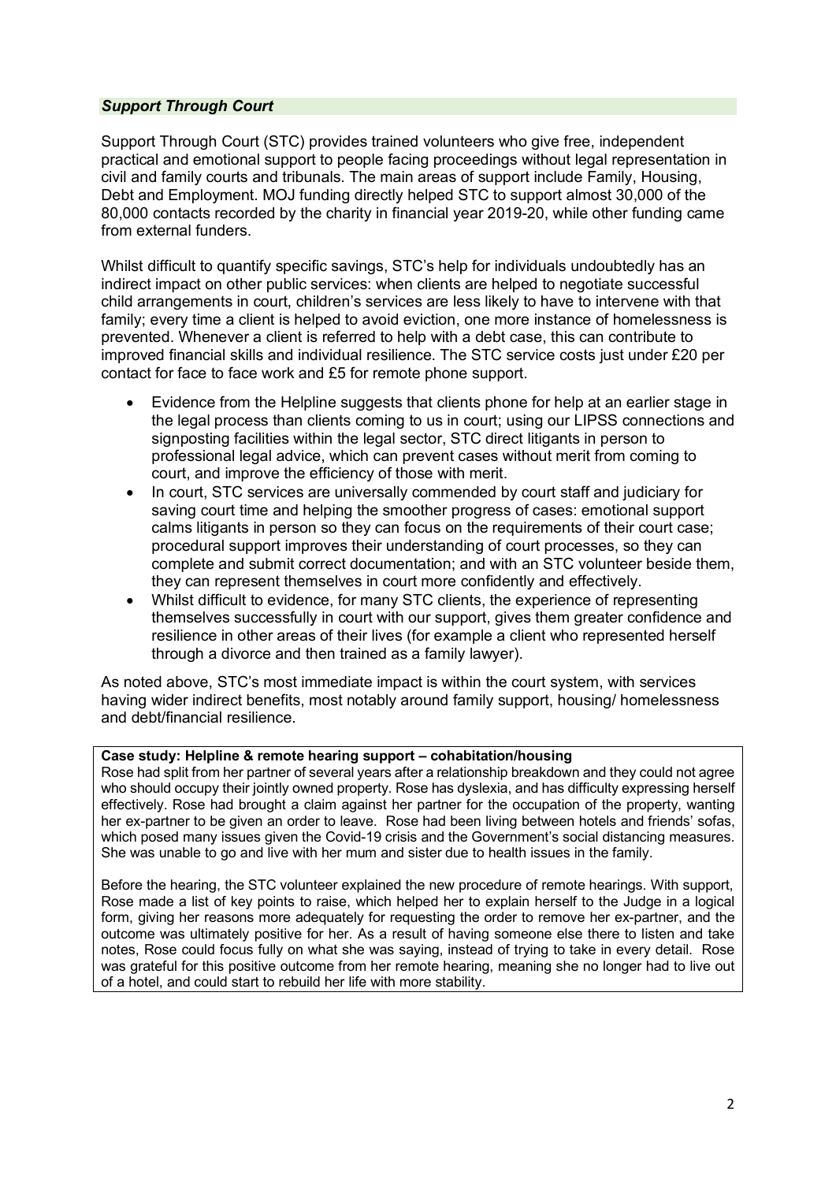### *Support Through Court*

Support Through Court (STC) provides trained volunteers who give free, independent practical and emotional support to people facing proceedings without legal representation in civil and family courts and tribunals. The main areas of support include Family, Housing, Debt and Employment. MOJ funding directly helped STC to support almost 30,000 of the 80,000 contacts recorded by the charity in financial year 2019-20, while other funding came from external funders.

Whilst difficult to quantify specific savings, STC's help for individuals undoubtedly has an indirect impact on other public services: when clients are helped to negotiate successful child arrangements in court, children's services are less likely to have to intervene with that family; every time a client is helped to avoid eviction, one more instance of homelessness is prevented. Whenever a client is referred to help with a debt case, this can contribute to improved financial skills and individual resilience. The STC service costs just under £20 per contact for face to face work and £5 for remote phone support.

- Evidence from the Helpline suggests that clients phone for help at an earlier stage in the legal process than clients coming to us in court; using our LIPSS connections and signposting facilities within the legal sector, STC direct litigants in person to professional legal advice, which can prevent cases without merit from coming to court, and improve the efficiency of those with merit.
- In court, STC services are universally commended by court staff and judiciary for saving court time and helping the smoother progress of cases: emotional support calms litigants in person so they can focus on the requirements of their court case; procedural support improves their understanding of court processes, so they can complete and submit correct documentation; and with an STC volunteer beside them, they can represent themselves in court more confidently and effectively.
- Whilst difficult to evidence, for many STC clients, the experience of representing themselves successfully in court with our support, gives them greater confidence and resilience in other areas of their lives (for example a client who represented herself through a divorce and then trained as a family lawyer).

As noted above, STC's most immediate impact is within the court system, with services having wider indirect benefits, most notably around family support, housing/ homelessness and debt/financial resilience.

**Case study: Helpline & remote hearing support – cohabitation/housing**

Rose had split from her partner of several years after a relationship breakdown and they could not agree who should occupy their jointly owned property. Rose has dyslexia, and has difficulty expressing herself effectively. Rose had brought a claim against her partner for the occupation of the property, wanting her ex-partner to be given an order to leave. Rose had been living between hotels and friends' sofas, which posed many issues given the Covid-19 crisis and the Government's social distancing measures. She was unable to go and live with her mum and sister due to health issues in the family.

Before the hearing, the STC volunteer explained the new procedure of remote hearings. With support, Rose made a list of key points to raise, which helped her to explain herself to the Judge in a logical form, giving her reasons more adequately for requesting the order to remove her ex-partner, and the outcome was ultimately positive for her. As a result of having someone else there to listen and take notes, Rose could focus fully on what she was saying, instead of trying to take in every detail. Rose was grateful for this positive outcome from her remote hearing, meaning she no longer had to live out of a hotel, and could start to rebuild her life with more stability.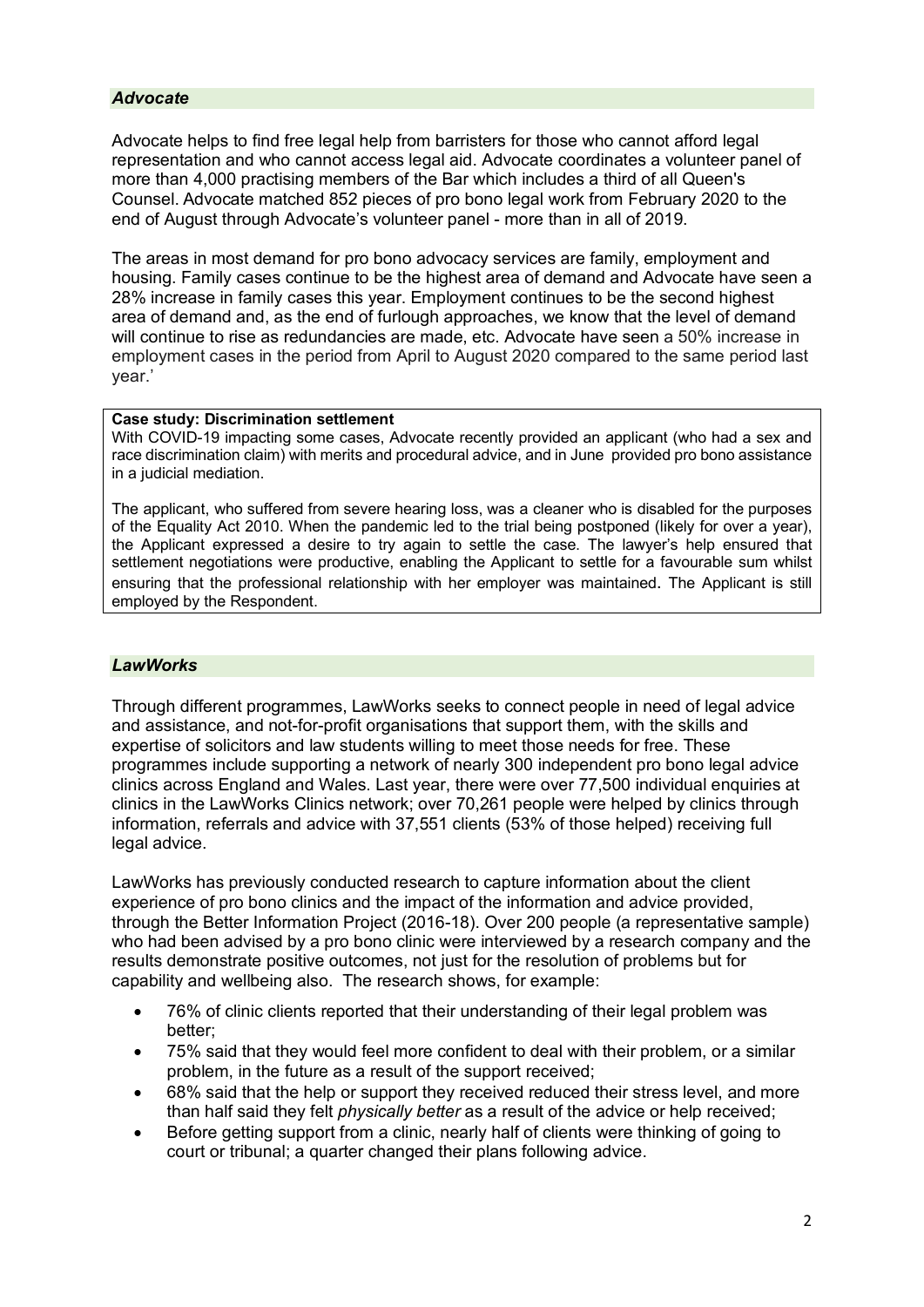### *Advocate*

Advocate helps to find free legal help from barristers for those who cannot afford legal representation and who cannot access legal aid. Advocate coordinates a volunteer panel of more than 4,000 practising members of the Bar which includes a third of all Queen's Counsel. Advocate matched 852 pieces of pro bono legal work from February 2020 to the end of August through Advocate's volunteer panel - more than in all of 2019.

The areas in most demand for pro bono advocacy services are family, employment and housing. Family cases continue to be the highest area of demand and Advocate have seen a 28% increase in family cases this year. Employment continues to be the second highest area of demand and, as the end of furlough approaches, we know that the level of demand will continue to rise as redundancies are made, etc. Advocate have seen a 50% increase in employment cases in the period from April to August 2020 compared to the same period last year.'

> **Case study: Discrimination settlement**
> With COVID-19 impacting some cases, Advocate recently provided an applicant (who had a sex and race discrimination claim) with merits and procedural advice, and in June provided pro bono assistance in a judicial mediation.
>
> The applicant, who suffered from severe hearing loss, was a cleaner who is disabled for the purposes of the Equality Act 2010. When the pandemic led to the trial being postponed (likely for over a year), the Applicant expressed a desire to try again to settle the case. The lawyer's help ensured that settlement negotiations were productive, enabling the Applicant to settle for a favourable sum whilst ensuring that the professional relationship with her employer was maintained. The Applicant is still employed by the Respondent.

### *LawWorks*

Through different programmes, LawWorks seeks to connect people in need of legal advice and assistance, and not-for-profit organisations that support them, with the skills and expertise of solicitors and law students willing to meet those needs for free. These programmes include supporting a network of nearly 300 independent pro bono legal advice clinics across England and Wales. Last year, there were over 77,500 individual enquiries at clinics in the LawWorks Clinics network; over 70,261 people were helped by clinics through information, referrals and advice with 37,551 clients (53% of those helped) receiving full legal advice.

LawWorks has previously conducted research to capture information about the client experience of pro bono clinics and the impact of the information and advice provided, through the Better Information Project (2016-18). Over 200 people (a representative sample) who had been advised by a pro bono clinic were interviewed by a research company and the results demonstrate positive outcomes, not just for the resolution of problems but for capability and wellbeing also. The research shows, for example:

- 76% of clinic clients reported that their understanding of their legal problem was better;
- 75% said that they would feel more confident to deal with their problem, or a similar problem, in the future as a result of the support received;
- 68% said that the help or support they received reduced their stress level, and more than half said they felt *physically better* as a result of the advice or help received;
- Before getting support from a clinic, nearly half of clients were thinking of going to court or tribunal; a quarter changed their plans following advice.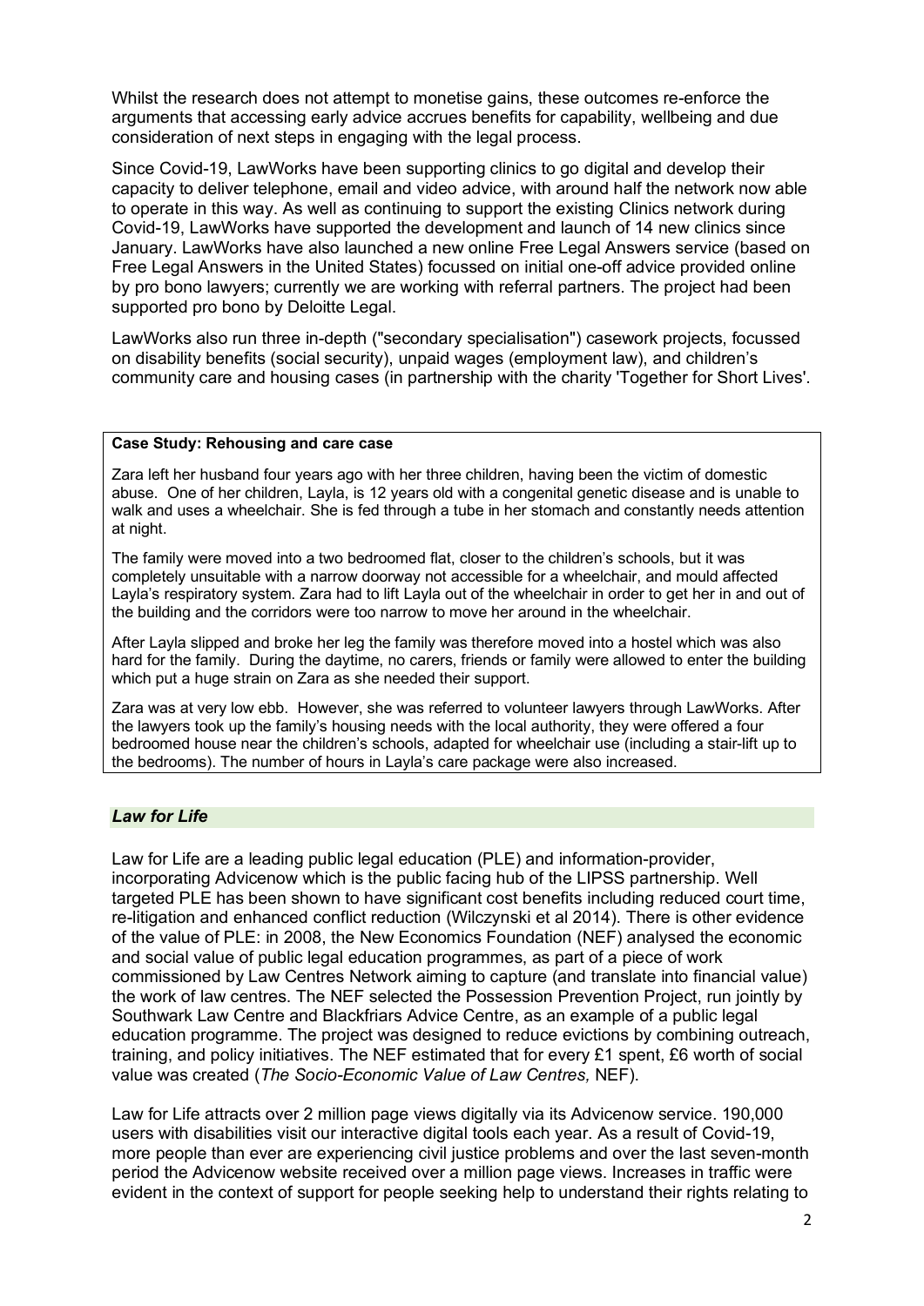Whilst the research does not attempt to monetise gains, these outcomes re-enforce the arguments that accessing early advice accrues benefits for capability, wellbeing and due consideration of next steps in engaging with the legal process.

Since Covid-19, LawWorks have been supporting clinics to go digital and develop their capacity to deliver telephone, email and video advice, with around half the network now able to operate in this way. As well as continuing to support the existing Clinics network during Covid-19, LawWorks have supported the development and launch of 14 new clinics since January. LawWorks have also launched a new online Free Legal Answers service (based on Free Legal Answers in the United States) focussed on initial one-off advice provided online by pro bono lawyers; currently we are working with referral partners. The project had been supported pro bono by Deloitte Legal.

LawWorks also run three in-depth ("secondary specialisation") casework projects, focussed on disability benefits (social security), unpaid wages (employment law), and children's community care and housing cases (in partnership with the charity 'Together for Short Lives'.

> **Case Study: Rehousing and care case**
>
> Zara left her husband four years ago with her three children, having been the victim of domestic abuse. One of her children, Layla, is 12 years old with a congenital genetic disease and is unable to walk and uses a wheelchair. She is fed through a tube in her stomach and constantly needs attention at night.
>
> The family were moved into a two bedroomed flat, closer to the children's schools, but it was completely unsuitable with a narrow doorway not accessible for a wheelchair, and mould affected Layla's respiratory system. Zara had to lift Layla out of the wheelchair in order to get her in and out of the building and the corridors were too narrow to move her around in the wheelchair.
>
> After Layla slipped and broke her leg the family was therefore moved into a hostel which was also hard for the family. During the daytime, no carers, friends or family were allowed to enter the building which put a huge strain on Zara as she needed their support.
>
> Zara was at very low ebb. However, she was referred to volunteer lawyers through LawWorks. After the lawyers took up the family's housing needs with the local authority, they were offered a four bedroomed house near the children's schools, adapted for wheelchair use (including a stair-lift up to the bedrooms). The number of hours in Layla's care package were also increased.

### *Law for Life*

Law for Life are a leading public legal education (PLE) and information-provider, incorporating Advicenow which is the public facing hub of the LIPSS partnership. Well targeted PLE has been shown to have significant cost benefits including reduced court time, re-litigation and enhanced conflict reduction (Wilczynski et al 2014). There is other evidence of the value of PLE: in 2008, the New Economics Foundation (NEF) analysed the economic and social value of public legal education programmes, as part of a piece of work commissioned by Law Centres Network aiming to capture (and translate into financial value) the work of law centres. The NEF selected the Possession Prevention Project, run jointly by Southwark Law Centre and Blackfriars Advice Centre, as an example of a public legal education programme. The project was designed to reduce evictions by combining outreach, training, and policy initiatives. The NEF estimated that for every £1 spent, £6 worth of social value was created (*The Socio-Economic Value of Law Centres,* NEF).

Law for Life attracts over 2 million page views digitally via its Advicenow service. 190,000 users with disabilities visit our interactive digital tools each year. As a result of Covid-19, more people than ever are experiencing civil justice problems and over the last seven-month period the Advicenow website received over a million page views. Increases in traffic were evident in the context of support for people seeking help to understand their rights relating to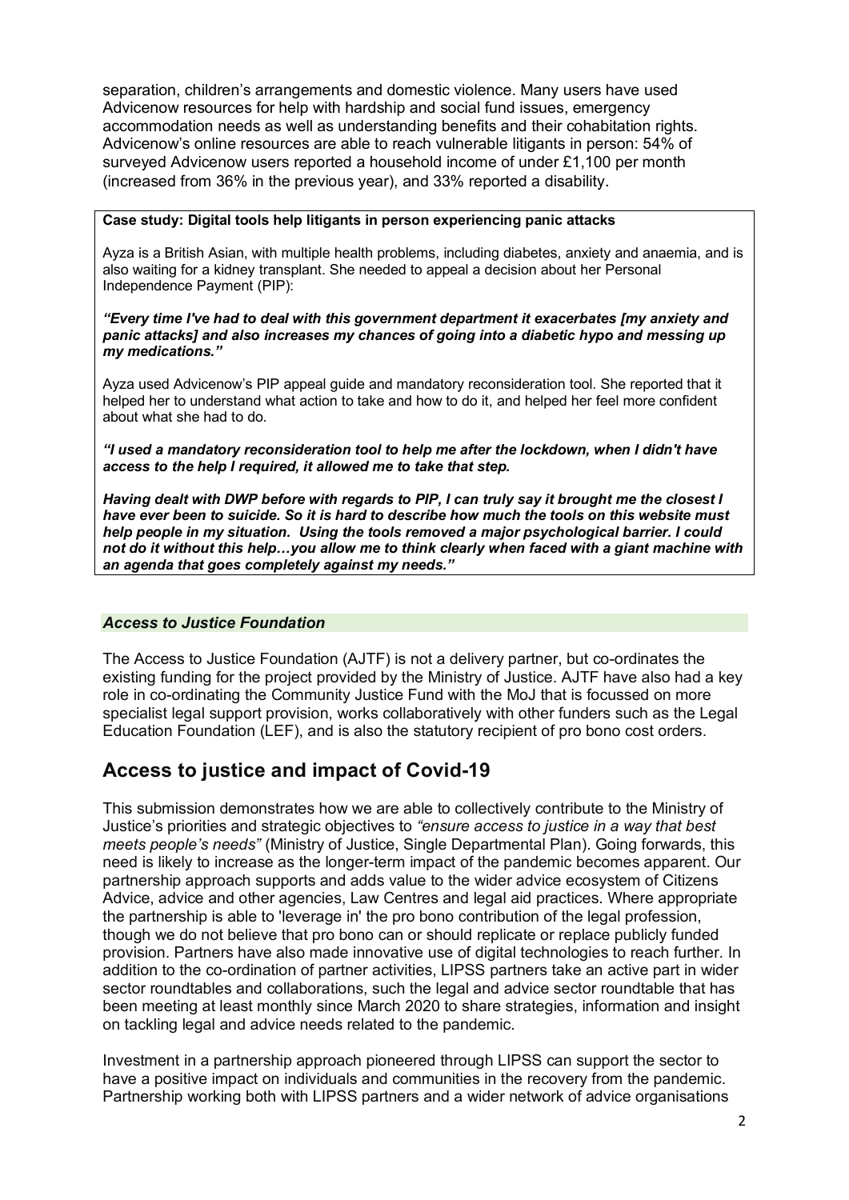separation, children's arrangements and domestic violence. Many users have used Advicenow resources for help with hardship and social fund issues, emergency accommodation needs as well as understanding benefits and their cohabitation rights. Advicenow's online resources are able to reach vulnerable litigants in person: 54% of surveyed Advicenow users reported a household income of under £1,100 per month (increased from 36% in the previous year), and 33% reported a disability.

**Case study: Digital tools help litigants in person experiencing panic attacks**

Ayza is a British Asian, with multiple health problems, including diabetes, anxiety and anaemia, and is also waiting for a kidney transplant. She needed to appeal a decision about her Personal Independence Payment (PIP):

***"Every time I've had to deal with this government department it exacerbates [my anxiety and panic attacks] and also increases my chances of going into a diabetic hypo and messing up my medications."***

Ayza used Advicenow's PIP appeal guide and mandatory reconsideration tool. She reported that it helped her to understand what action to take and how to do it, and helped her feel more confident about what she had to do.

***"I used a mandatory reconsideration tool to help me after the lockdown, when I didn't have access to the help I required, it allowed me to take that step.***

***Having dealt with DWP before with regards to PIP, I can truly say it brought me the closest I have ever been to suicide. So it is hard to describe how much the tools on this website must help people in my situation. Using the tools removed a major psychological barrier. I could not do it without this help…you allow me to think clearly when faced with a giant machine with an agenda that goes completely against my needs."***

***Access to Justice Foundation***

The Access to Justice Foundation (AJTF) is not a delivery partner, but co-ordinates the existing funding for the project provided by the Ministry of Justice. AJTF have also had a key role in co-ordinating the Community Justice Fund with the MoJ that is focussed on more specialist legal support provision, works collaboratively with other funders such as the Legal Education Foundation (LEF), and is also the statutory recipient of pro bono cost orders.

## Access to justice and impact of Covid-19

This submission demonstrates how we are able to collectively contribute to the Ministry of Justice's priorities and strategic objectives to *"ensure access to justice in a way that best meets people's needs"* (Ministry of Justice, Single Departmental Plan). Going forwards, this need is likely to increase as the longer-term impact of the pandemic becomes apparent. Our partnership approach supports and adds value to the wider advice ecosystem of Citizens Advice, advice and other agencies, Law Centres and legal aid practices. Where appropriate the partnership is able to 'leverage in' the pro bono contribution of the legal profession, though we do not believe that pro bono can or should replicate or replace publicly funded provision. Partners have also made innovative use of digital technologies to reach further. In addition to the co-ordination of partner activities, LIPSS partners take an active part in wider sector roundtables and collaborations, such the legal and advice sector roundtable that has been meeting at least monthly since March 2020 to share strategies, information and insight on tackling legal and advice needs related to the pandemic.

Investment in a partnership approach pioneered through LIPSS can support the sector to have a positive impact on individuals and communities in the recovery from the pandemic. Partnership working both with LIPSS partners and a wider network of advice organisations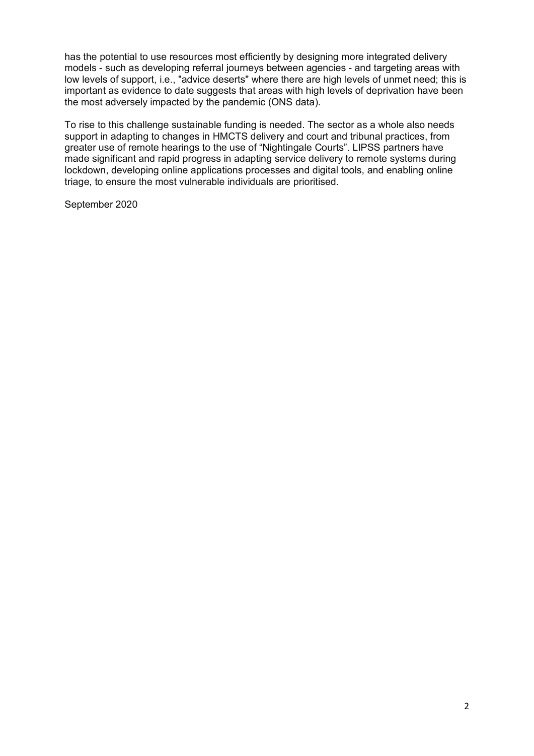has the potential to use resources most efficiently by designing more integrated delivery models - such as developing referral journeys between agencies - and targeting areas with low levels of support, i.e., "advice deserts" where there are high levels of unmet need; this is important as evidence to date suggests that areas with high levels of deprivation have been the most adversely impacted by the pandemic (ONS data).

To rise to this challenge sustainable funding is needed. The sector as a whole also needs support in adapting to changes in HMCTS delivery and court and tribunal practices, from greater use of remote hearings to the use of "Nightingale Courts". LIPSS partners have made significant and rapid progress in adapting service delivery to remote systems during lockdown, developing online applications processes and digital tools, and enabling online triage, to ensure the most vulnerable individuals are prioritised.

September 2020